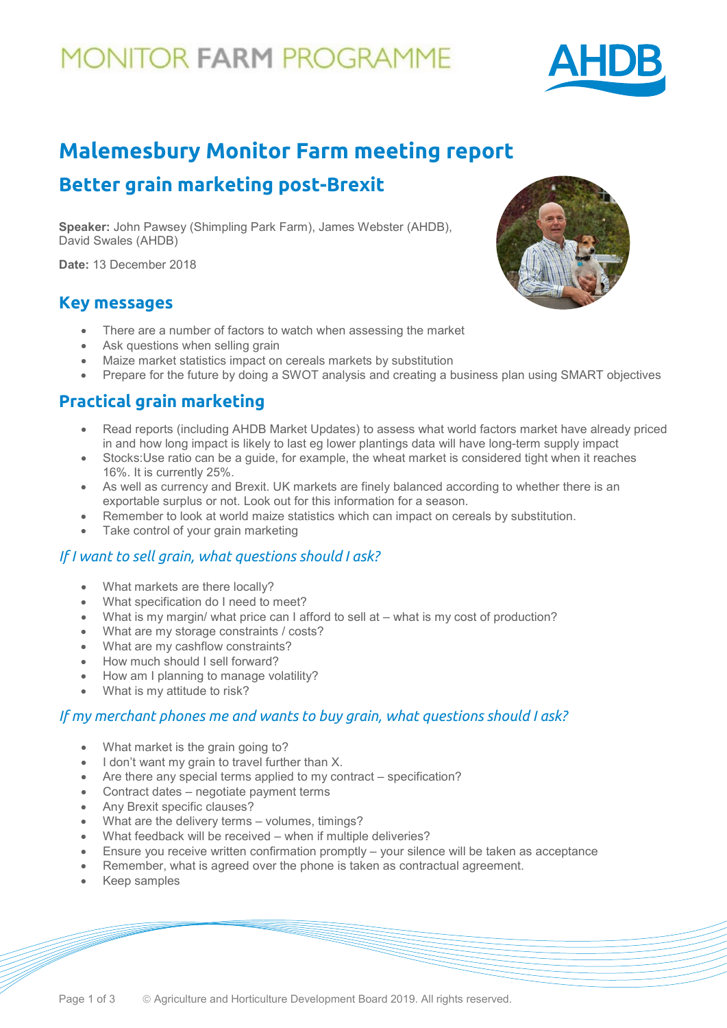MONITOR FARM PROGRAMME

# Malemesbury Monitor Farm meeting report

## Better grain marketing post-Brexit

**Speaker:** John Pawsey (Shimpling Park Farm), James Webster (AHDB), David Swales (AHDB)

**Date:** 13 December 2018

## Key messages

- There are a number of factors to watch when assessing the market
- Ask questions when selling grain
- Maize market statistics impact on cereals markets by substitution
- Prepare for the future by doing a SWOT analysis and creating a business plan using SMART objectives

## Practical grain marketing

- Read reports (including AHDB Market Updates) to assess what world factors market have already priced in and how long impact is likely to last eg lower plantings data will have long-term supply impact
- Stocks:Use ratio can be a guide, for example, the wheat market is considered tight when it reaches 16%. It is currently 25%.
- As well as currency and Brexit. UK markets are finely balanced according to whether there is an exportable surplus or not. Look out for this information for a season.
- Remember to look at world maize statistics which can impact on cereals by substitution.
- Take control of your grain marketing

### *If I want to sell grain, what questions should I ask?*

- What markets are there locally?
- What specification do I need to meet?
- What is my margin/ what price can I afford to sell at – what is my cost of production?
- What are my storage constraints / costs?
- What are my cashflow constraints?
- How much should I sell forward?
- How am I planning to manage volatility?
- What is my attitude to risk?

### *If my merchant phones me and wants to buy grain, what questions should I ask?*

- What market is the grain going to?
- I don't want my grain to travel further than X.
- Are there any special terms applied to my contract – specification?
- Contract dates – negotiate payment terms
- Any Brexit specific clauses?
- What are the delivery terms – volumes, timings?
- What feedback will be received – when if multiple deliveries?
- Ensure you receive written confirmation promptly – your silence will be taken as acceptance
- Remember, what is agreed over the phone is taken as contractual agreement.
- Keep samples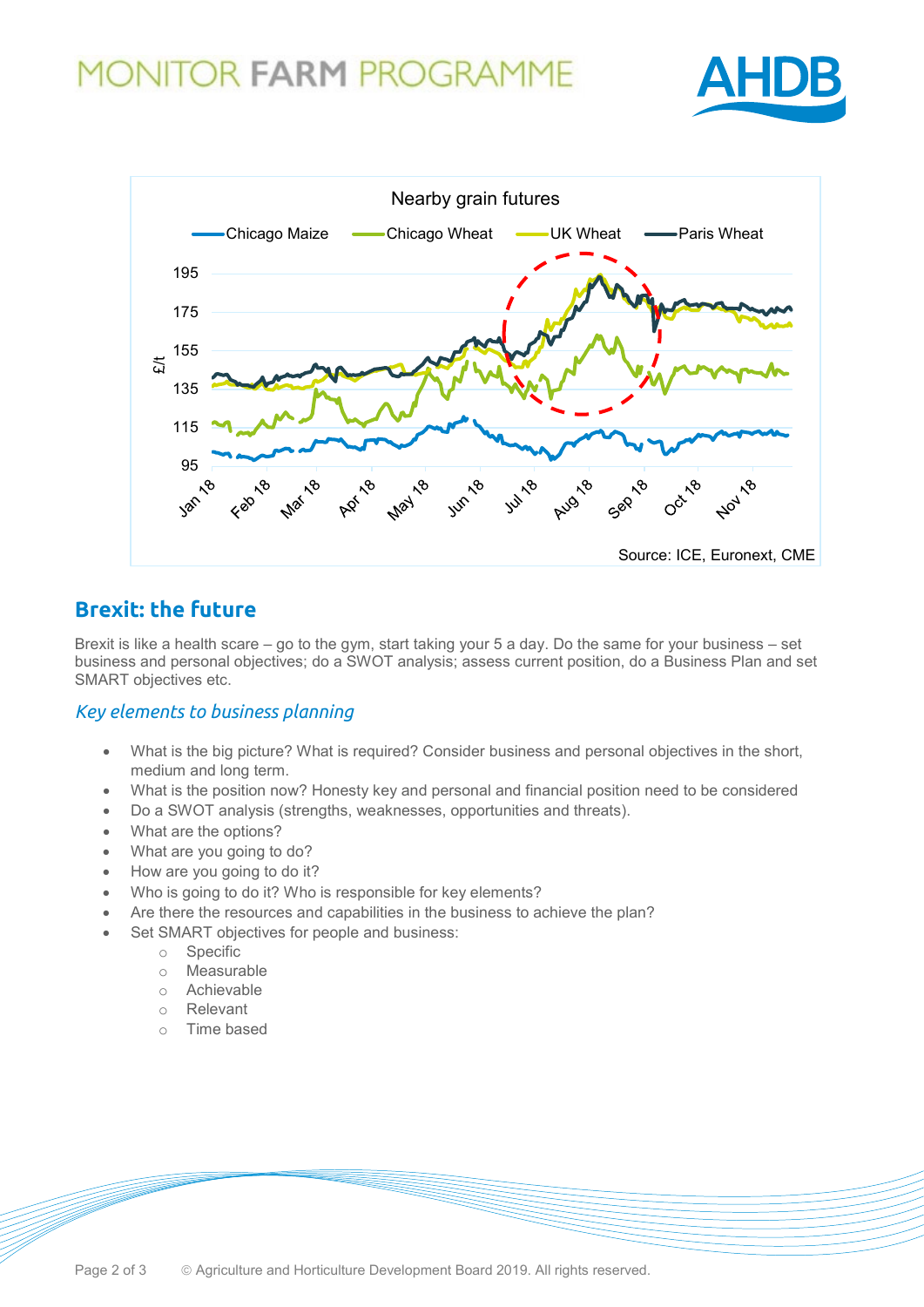## Brexit: the future

Brexit is like a health scare – go to the gym, start taking your 5 a day. Do the same for your business – set business and personal objectives; do a SWOT analysis; assess current position, do a Business Plan and set SMART objectives etc.

### *Key elements to business planning*

- What is the big picture? What is required? Consider business and personal objectives in the short, medium and long term.
- What is the position now? Honesty key and personal and financial position need to be considered
- Do a SWOT analysis (strengths, weaknesses, opportunities and threats).
- What are the options?
- What are you going to do?
- How are you going to do it?
- Who is going to do it? Who is responsible for key elements?
- Are there the resources and capabilities in the business to achieve the plan?
- Set SMART objectives for people and business:
    - Specific
    - Measurable
    - Achievable
    - Relevant
    - Time based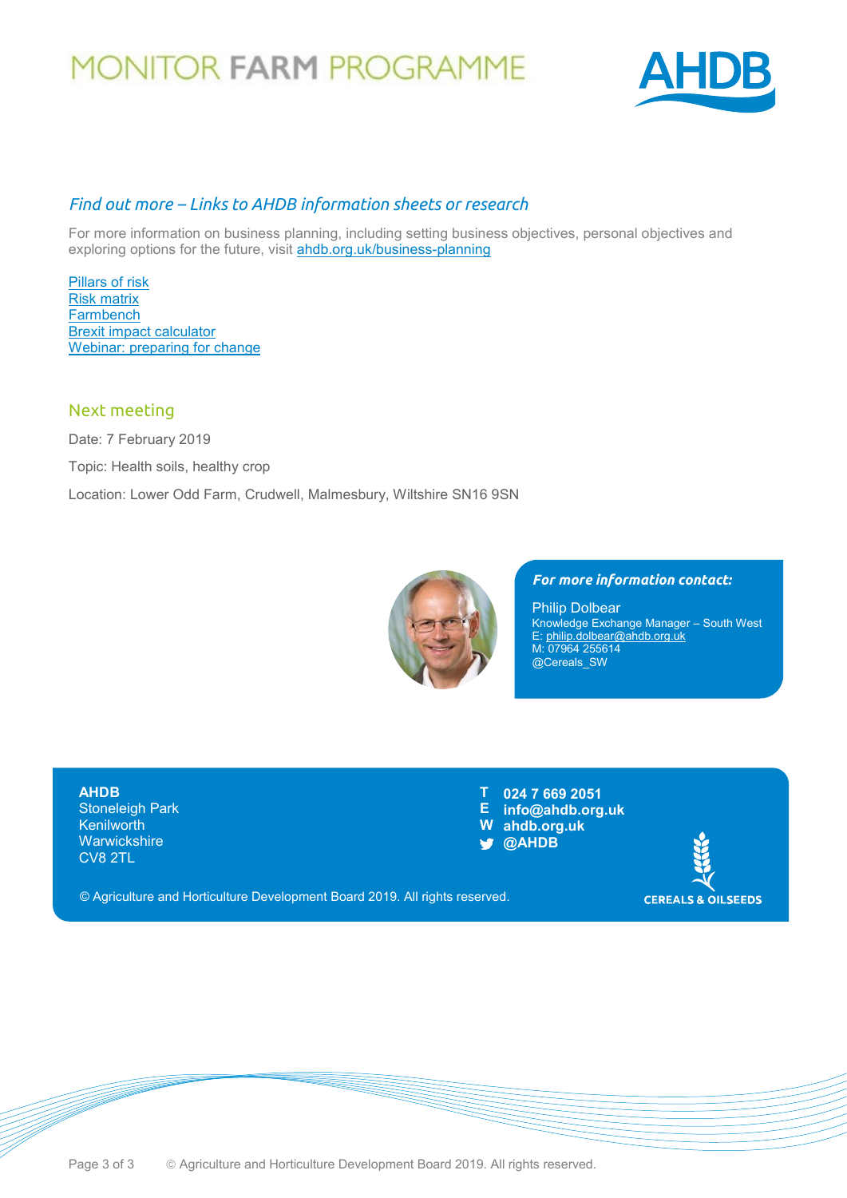## *Find out more – Links to AHDB information sheets or research*

For more information on business planning, including setting business objectives, personal objectives and exploring options for the future, visit ahdb.org.uk/business-planning

Pillars of risk
Risk matrix
Farmbench
Brexit impact calculator
Webinar: preparing for change

## Next meeting

Date: 7 February 2019

Topic: Health soils, healthy crop

Location: Lower Odd Farm, Crudwell, Malmesbury, Wiltshire SN16 9SN

***For more information contact:***

Philip Dolbear
Knowledge Exchange Manager – South West
E: philip.dolbear@ahdb.org.uk
M: 07964 255614
@Cereals_SW

**AHDB**
Stoneleigh Park
Kenilworth
Warwickshire
CV8 2TL

**T** 024 7 669 2051
**E** info@ahdb.org.uk
**W** ahdb.org.uk
@AHDB

© Agriculture and Horticulture Development Board 2019. All rights reserved.

CEREALS & OILSEEDS